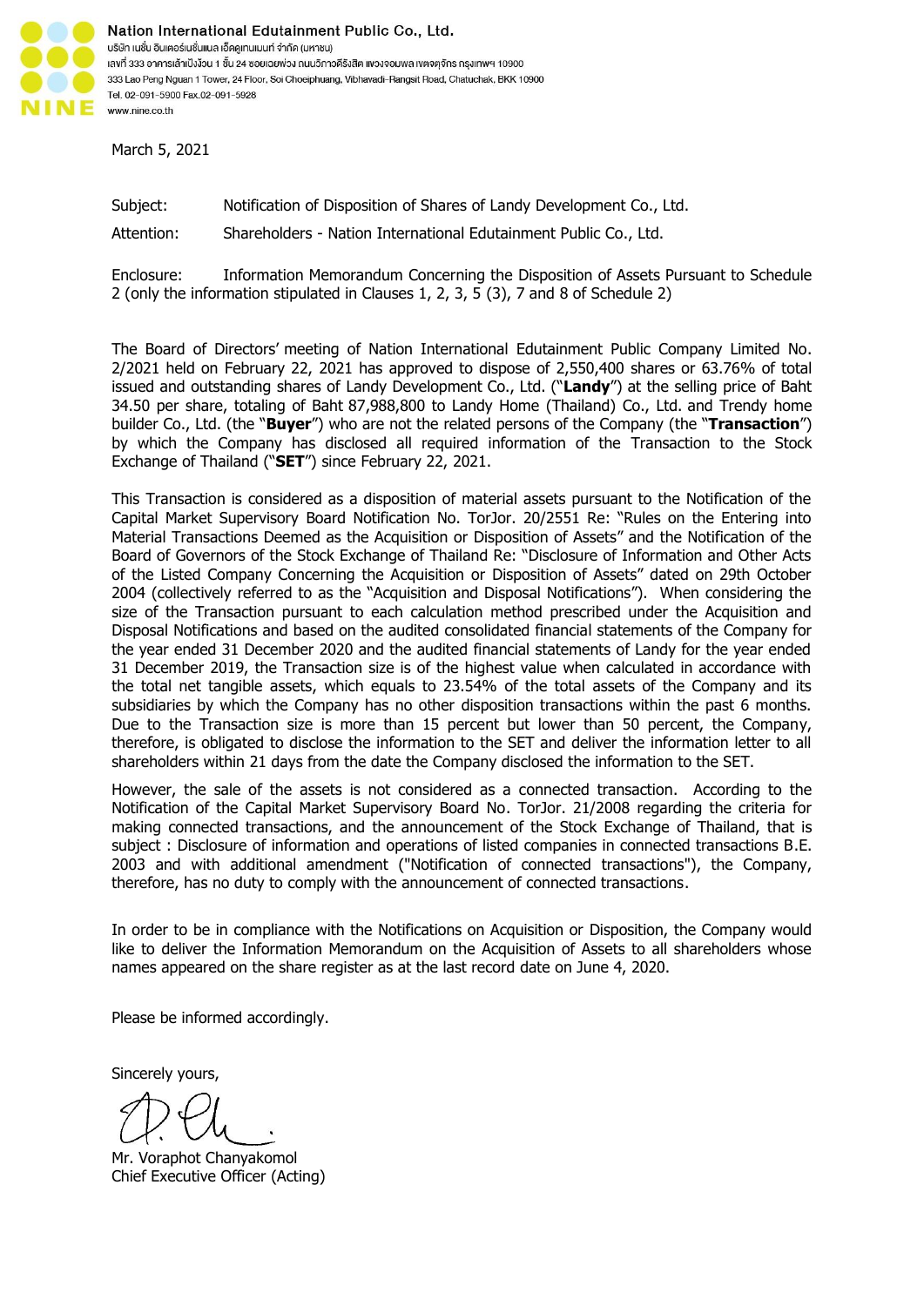**Nation International Edutainment Public Co., Ltd.**

บริษัท เนชั่น อินเตอร์เนชั่นแนล เอ็ดดูเทนเมนท์ จำกัด (มหาชน)

เลขที่ 333 อาคารเล้าเป้งง้วน 1 ชั้น 24 ซอยเฉยพ่วง ถนนวิภาวดีรังสิต แขวงจอมพล เขตจตุจักร กรุงเทพฯ 10900

333 Lao Peng Nguan 1 Tower, 24 Floor, Soi Choeiphuang, Vibhavadi-Rangsit Road, Chatuchak, BKK 10900

Tel. 02-091-5900 Fax.02-091-5928

www.nine.co.th

March 5, 2021

Subject: Notification of Disposition of Shares of Landy Development Co., Ltd.

Attention: Shareholders - Nation International Edutainment Public Co., Ltd.

Enclosure: Information Memorandum Concerning the Disposition of Assets Pursuant to Schedule 2 (only the information stipulated in Clauses 1, 2, 3, 5 (3), 7 and 8 of Schedule 2)

The Board of Directors' meeting of Nation International Edutainment Public Company Limited No. 2/2021 held on February 22, 2021 has approved to dispose of 2,550,400 shares or 63.76% of total issued and outstanding shares of Landy Development Co., Ltd. ("**Landy**") at the selling price of Baht 34.50 per share, totaling of Baht 87,988,800 to Landy Home (Thailand) Co., Ltd. and Trendy home builder Co., Ltd. (the "**Buyer**") who are not the related persons of the Company (the "**Transaction**") by which the Company has disclosed all required information of the Transaction to the Stock Exchange of Thailand ("**SET**") since February 22, 2021.

This Transaction is considered as a disposition of material assets pursuant to the Notification of the Capital Market Supervisory Board Notification No. TorJor. 20/2551 Re: "Rules on the Entering into Material Transactions Deemed as the Acquisition or Disposition of Assets" and the Notification of the Board of Governors of the Stock Exchange of Thailand Re: "Disclosure of Information and Other Acts of the Listed Company Concerning the Acquisition or Disposition of Assets" dated on 29th October 2004 (collectively referred to as the "Acquisition and Disposal Notifications"). When considering the size of the Transaction pursuant to each calculation method prescribed under the Acquisition and Disposal Notifications and based on the audited consolidated financial statements of the Company for the year ended 31 December 2020 and the audited financial statements of Landy for the year ended 31 December 2019, the Transaction size is of the highest value when calculated in accordance with the total net tangible assets, which equals to 23.54% of the total assets of the Company and its subsidiaries by which the Company has no other disposition transactions within the past 6 months. Due to the Transaction size is more than 15 percent but lower than 50 percent, the Company, therefore, is obligated to disclose the information to the SET and deliver the information letter to all shareholders within 21 days from the date the Company disclosed the information to the SET.

However, the sale of the assets is not considered as a connected transaction. According to the Notification of the Capital Market Supervisory Board No. TorJor. 21/2008 regarding the criteria for making connected transactions, and the announcement of the Stock Exchange of Thailand, that is subject : Disclosure of information and operations of listed companies in connected transactions B.E. 2003 and with additional amendment ("Notification of connected transactions"), the Company, therefore, has no duty to comply with the announcement of connected transactions.

In order to be in compliance with the Notifications on Acquisition or Disposition, the Company would like to deliver the Information Memorandum on the Acquisition of Assets to all shareholders whose names appeared on the share register as at the last record date on June 4, 2020.

Please be informed accordingly.

Sincerely yours,

Mr. Voraphot Chanyakomol

Chief Executive Officer (Acting)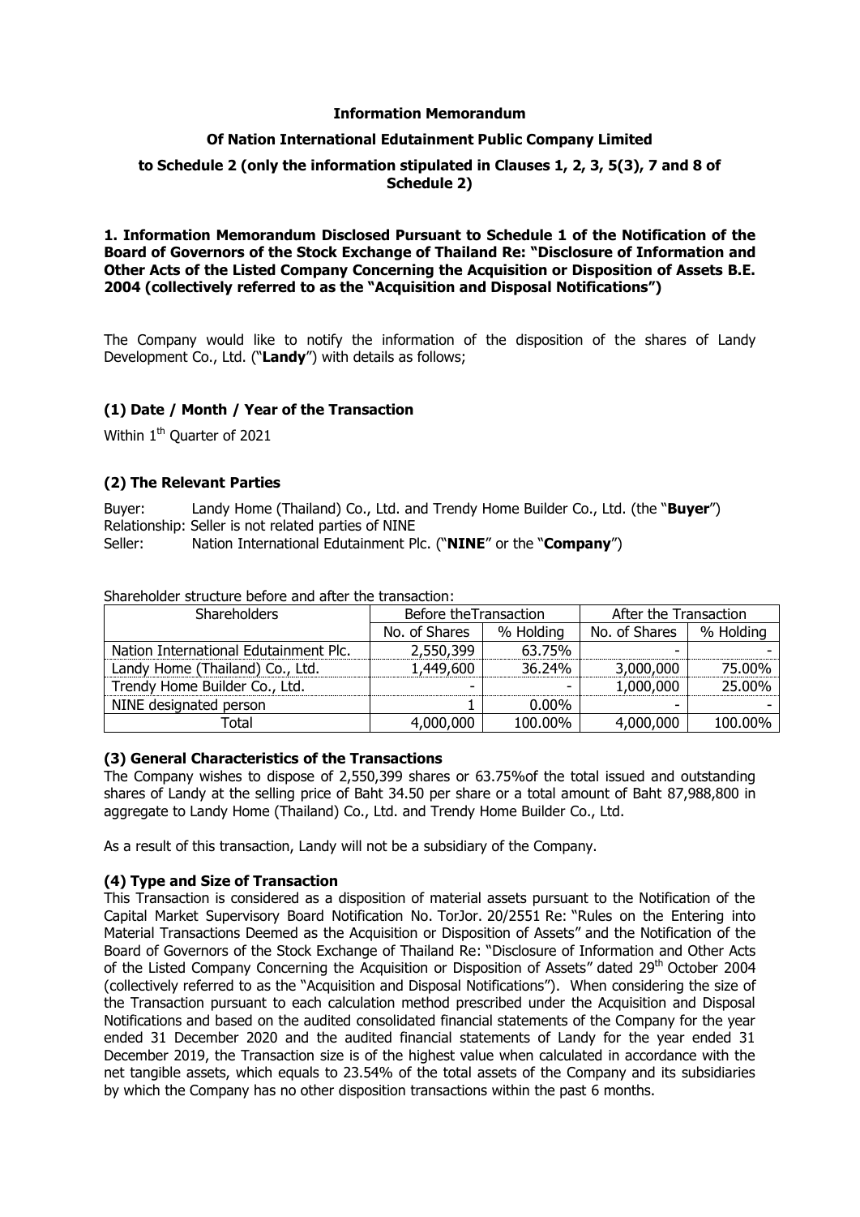**Information Memorandum**

**Of Nation International Edutainment Public Company Limited**

**to Schedule 2 (only the information stipulated in Clauses 1, 2, 3, 5(3), 7 and 8 of Schedule 2)**

**1. Information Memorandum Disclosed Pursuant to Schedule 1 of the Notification of the Board of Governors of the Stock Exchange of Thailand Re: "Disclosure of Information and Other Acts of the Listed Company Concerning the Acquisition or Disposition of Assets B.E. 2004 (collectively referred to as the "Acquisition and Disposal Notifications")**

The Company would like to notify the information of the disposition of the shares of Landy Development Co., Ltd. ("**Landy**") with details as follows;

### (1) Date / Month / Year of the Transaction

Within 1th Quarter of 2021

### (2) The Relevant Parties

Buyer: Landy Home (Thailand) Co., Ltd. and Trendy Home Builder Co., Ltd. (the "**Buyer**")
Relationship: Seller is not related parties of NINE
Seller: Nation International Edutainment Plc. ("**NINE**" or the "**Company**")

Shareholder structure before and after the transaction:

| Shareholders | Before theTransaction | | After the Transaction | |
|---|---|---|---|---|
| | No. of Shares | % Holding | No. of Shares | % Holding |
| Nation International Edutainment Plc. | 2,550,399 | 63.75% | - | - |
| Landy Home (Thailand) Co., Ltd. | 1,449,600 | 36.24% | 3,000,000 | 75.00% |
| Trendy Home Builder Co., Ltd. | - | - | 1,000,000 | 25.00% |
| NINE designated person | 1 | 0.00% | - | - |
| Total | 4,000,000 | 100.00% | 4,000,000 | 100.00% |

### (3) General Characteristics of the Transactions

The Company wishes to dispose of 2,550,399 shares or 63.75%of the total issued and outstanding shares of Landy at the selling price of Baht 34.50 per share or a total amount of Baht 87,988,800 in aggregate to Landy Home (Thailand) Co., Ltd. and Trendy Home Builder Co., Ltd.

As a result of this transaction, Landy will not be a subsidiary of the Company.

### (4) Type and Size of Transaction

This Transaction is considered as a disposition of material assets pursuant to the Notification of the Capital Market Supervisory Board Notification No. TorJor. 20/2551 Re: "Rules on the Entering into Material Transactions Deemed as the Acquisition or Disposition of Assets" and the Notification of the Board of Governors of the Stock Exchange of Thailand Re: "Disclosure of Information and Other Acts of the Listed Company Concerning the Acquisition or Disposition of Assets" dated 29th October 2004 (collectively referred to as the "Acquisition and Disposal Notifications"). When considering the size of the Transaction pursuant to each calculation method prescribed under the Acquisition and Disposal Notifications and based on the audited consolidated financial statements of the Company for the year ended 31 December 2020 and the audited financial statements of Landy for the year ended 31 December 2019, the Transaction size is of the highest value when calculated in accordance with the net tangible assets, which equals to 23.54% of the total assets of the Company and its subsidiaries by which the Company has no other disposition transactions within the past 6 months.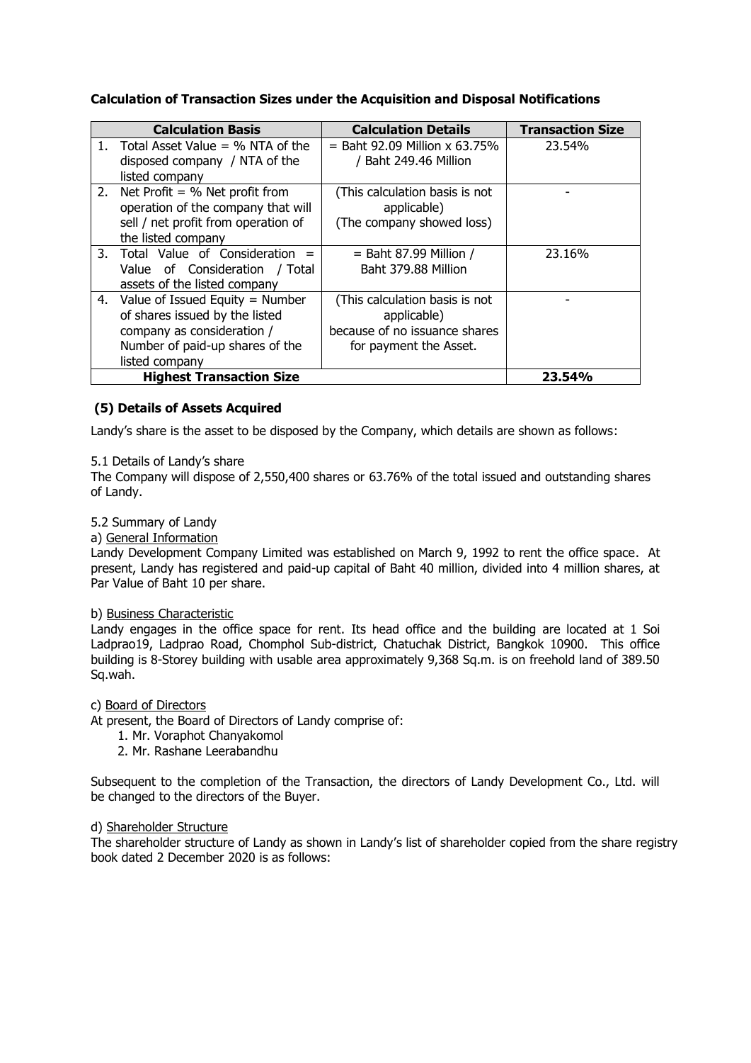**Calculation of Transaction Sizes under the Acquisition and Disposal Notifications**

| Calculation Basis | Calculation Details | Transaction Size |
|---|---|---|
| 1. Total Asset Value = % NTA of the disposed company / NTA of the listed company | = Baht 92.09 Million x 63.75% / Baht 249.46 Million | 23.54% |
| 2. Net Profit = % Net profit from operation of the company that will sell / net profit from operation of the listed company | (This calculation basis is not applicable) (The company showed loss) | - |
| 3. Total Value of Consideration = Value of Consideration / Total assets of the listed company | = Baht 87.99 Million / Baht 379.88 Million | 23.16% |
| 4. Value of Issued Equity = Number of shares issued by the listed company as consideration / Number of paid-up shares of the listed company | (This calculation basis is not applicable) because of no issuance shares for payment the Asset. | - |
| **Highest Transaction Size** | | **23.54%** |

**(5) Details of Assets Acquired**

Landy's share is the asset to be disposed by the Company, which details are shown as follows:

5.1 Details of Landy's share

The Company will dispose of 2,550,400 shares or 63.76% of the total issued and outstanding shares of Landy.

5.2 Summary of Landy

a) General Information

Landy Development Company Limited was established on March 9, 1992 to rent the office space. At present, Landy has registered and paid-up capital of Baht 40 million, divided into 4 million shares, at Par Value of Baht 10 per share.

b) Business Characteristic

Landy engages in the office space for rent. Its head office and the building are located at 1 Soi Ladprao19, Ladprao Road, Chomphol Sub-district, Chatuchak District, Bangkok 10900. This office building is 8-Storey building with usable area approximately 9,368 Sq.m. is on freehold land of 389.50 Sq.wah.

c) Board of Directors

At present, the Board of Directors of Landy comprise of:

1. Mr. Voraphot Chanyakomol
2. Mr. Rashane Leerabandhu

Subsequent to the completion of the Transaction, the directors of Landy Development Co., Ltd. will be changed to the directors of the Buyer.

d) Shareholder Structure

The shareholder structure of Landy as shown in Landy's list of shareholder copied from the share registry book dated 2 December 2020 is as follows: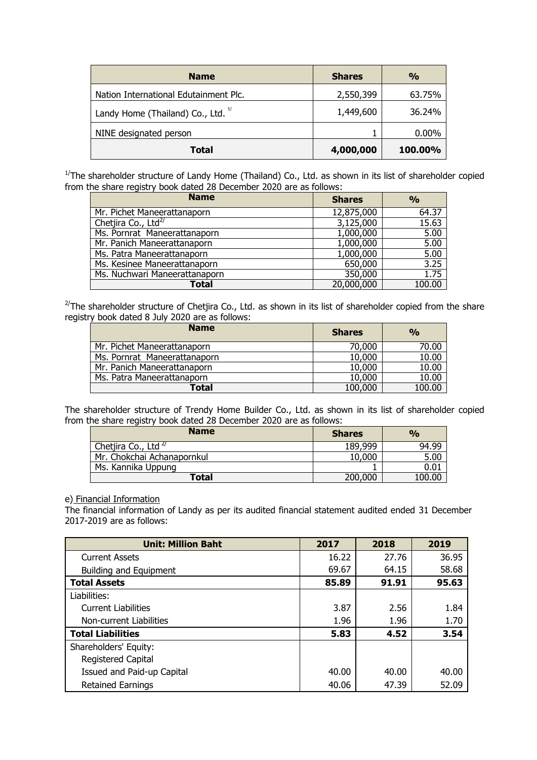| Name | Shares | % |
|---|---|---|
| Nation International Edutainment Plc. | 2,550,399 | 63.75% |
| Landy Home (Thailand) Co., Ltd. [1/] | 1,449,600 | 36.24% |
| NINE designated person | 1 | 0.00% |
| **Total** | **4,000,000** | **100.00%** |

[1/]The shareholder structure of Landy Home (Thailand) Co., Ltd. as shown in its list of shareholder copied from the share registry book dated 28 December 2020 are as follows:

| Name | Shares | % |
|---|---|---|
| Mr. Pichet Maneerattanaporn | 12,875,000 | 64.37 |
| Chetjira Co., Ltd[2/] | 3,125,000 | 15.63 |
| Ms. Pornrat Maneerattanaporn | 1,000,000 | 5.00 |
| Mr. Panich Maneerattanaporn | 1,000,000 | 5.00 |
| Ms. Patra Maneerattanaporn | 1,000,000 | 5.00 |
| Ms. Kesinee Maneerattanaporn | 650,000 | 3.25 |
| Ms. Nuchwari Maneerattanaporn | 350,000 | 1.75 |
| **Total** | 20,000,000 | 100.00 |

[2/]The shareholder structure of Chetjira Co., Ltd. as shown in its list of shareholder copied from the share registry book dated 8 July 2020 are as follows:

| Name | Shares | % |
|---|---|---|
| Mr. Pichet Maneerattanaporn | 70,000 | 70.00 |
| Ms. Pornrat Maneerattanaporn | 10,000 | 10.00 |
| Mr. Panich Maneerattanaporn | 10,000 | 10.00 |
| Ms. Patra Maneerattanaporn | 10,000 | 10.00 |
| **Total** | 100,000 | 100.00 |

The shareholder structure of Trendy Home Builder Co., Ltd. as shown in its list of shareholder copied from the share registry book dated 28 December 2020 are as follows:

| Name | Shares | % |
|---|---|---|
| Chetjira Co., Ltd [2/] | 189,999 | 94.99 |
| Mr. Chokchai Achanapornkul | 10,000 | 5.00 |
| Ms. Kannika Uppung | 1 | 0.01 |
| **Total** | 200,000 | 100.00 |

e) Financial Information

The financial information of Landy as per its audited financial statement audited ended 31 December 2017-2019 are as follows:

| Unit: Million Baht | 2017 | 2018 | 2019 |
|---|---|---|---|
| Current Assets | 16.22 | 27.76 | 36.95 |
| Building and Equipment | 69.67 | 64.15 | 58.68 |
| **Total Assets** | **85.89** | **91.91** | **95.63** |
| Liabilities: | | | |
| Current Liabilities | 3.87 | 2.56 | 1.84 |
| Non-current Liabilities | 1.96 | 1.96 | 1.70 |
| **Total Liabilities** | **5.83** | **4.52** | **3.54** |
| Shareholders' Equity: | | | |
| Registered Capital | | | |
| Issued and Paid-up Capital | 40.00 | 40.00 | 40.00 |
| Retained Earnings | 40.06 | 47.39 | 52.09 |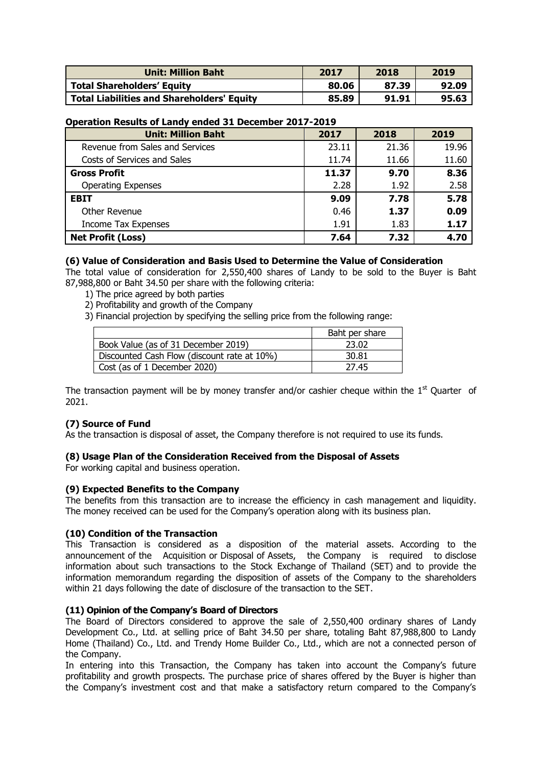| Unit: Million Baht | 2017 | 2018 | 2019 |
|---|---|---|---|
| **Total Shareholders' Equity** | **80.06** | **87.39** | **92.09** |
| **Total Liabilities and Shareholders' Equity** | **85.89** | **91.91** | **95.63** |

**Operation Results of Landy ended 31 December 2017-2019**

| Unit: Million Baht | 2017 | 2018 | 2019 |
|---|---|---|---|
| Revenue from Sales and Services | 23.11 | 21.36 | 19.96 |
| Costs of Services and Sales | 11.74 | 11.66 | 11.60 |
| **Gross Profit** | **11.37** | **9.70** | **8.36** |
| Operating Expenses | 2.28 | 1.92 | 2.58 |
| **EBIT** | **9.09** | **7.78** | **5.78** |
| Other Revenue | 0.46 | **1.37** | **0.09** |
| Income Tax Expenses | 1.91 | 1.83 | **1.17** |
| **Net Profit (Loss)** | **7.64** | **7.32** | **4.70** |

### (6) Value of Consideration and Basis Used to Determine the Value of Consideration

The total value of consideration for 2,550,400 shares of Landy to be sold to the Buyer is Baht 87,988,800 or Baht 34.50 per share with the following criteria:

1) The price agreed by both parties
2) Profitability and growth of the Company
3) Financial projection by specifying the selling price from the following range:

| | Baht per share |
|---|---|
| Book Value (as of 31 December 2019) | 23.02 |
| Discounted Cash Flow (discount rate at 10%) | 30.81 |
| Cost (as of 1 December 2020) | 27.45 |

The transaction payment will be by money transfer and/or cashier cheque within the 1st Quarter of 2021.

### (7) Source of Fund

As the transaction is disposal of asset, the Company therefore is not required to use its funds.

### (8) Usage Plan of the Consideration Received from the Disposal of Assets

For working capital and business operation.

### (9) Expected Benefits to the Company

The benefits from this transaction are to increase the efficiency in cash management and liquidity. The money received can be used for the Company's operation along with its business plan.

### (10) Condition of the Transaction

This Transaction is considered as a disposition of the material assets. According to the announcement of the Acquisition or Disposal of Assets, the Company is required to disclose information about such transactions to the Stock Exchange of Thailand (SET) and to provide the information memorandum regarding the disposition of assets of the Company to the shareholders within 21 days following the date of disclosure of the transaction to the SET.

### (11) Opinion of the Company's Board of Directors

The Board of Directors considered to approve the sale of 2,550,400 ordinary shares of Landy Development Co., Ltd. at selling price of Baht 34.50 per share, totaling Baht 87,988,800 to Landy Home (Thailand) Co., Ltd. and Trendy Home Builder Co., Ltd., which are not a connected person of the Company.

In entering into this Transaction, the Company has taken into account the Company's future profitability and growth prospects. The purchase price of shares offered by the Buyer is higher than the Company's investment cost and that make a satisfactory return compared to the Company's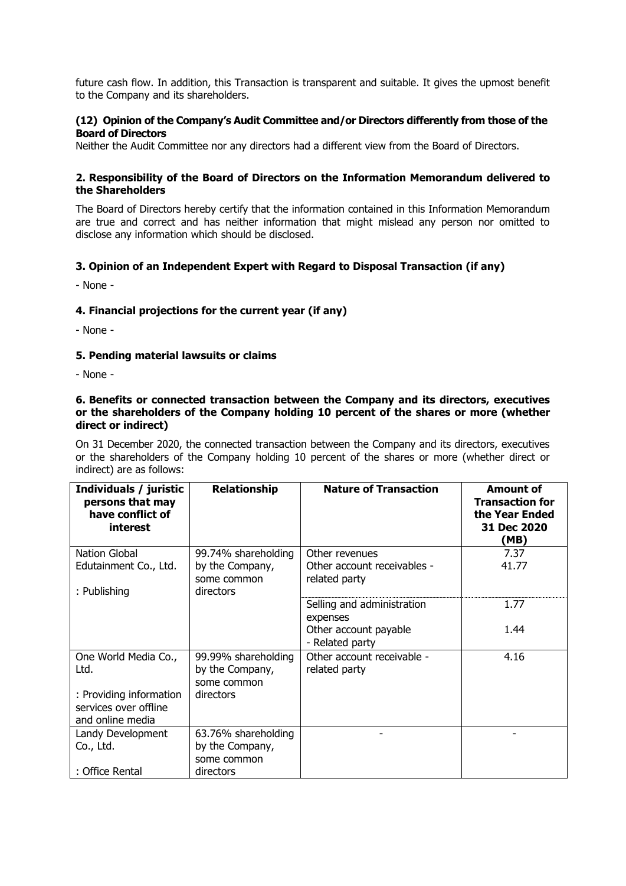future cash flow. In addition, this Transaction is transparent and suitable. It gives the upmost benefit to the Company and its shareholders.

**(12) Opinion of the Company's Audit Committee and/or Directors differently from those of the Board of Directors**

Neither the Audit Committee nor any directors had a different view from the Board of Directors.

## 2. Responsibility of the Board of Directors on the Information Memorandum delivered to the Shareholders

The Board of Directors hereby certify that the information contained in this Information Memorandum are true and correct and has neither information that might mislead any person nor omitted to disclose any information which should be disclosed.

## 3. Opinion of an Independent Expert with Regard to Disposal Transaction (if any)

- None -

## 4. Financial projections for the current year (if any)

- None -

## 5. Pending material lawsuits or claims

- None -

## 6. Benefits or connected transaction between the Company and its directors, executives or the shareholders of the Company holding 10 percent of the shares or more (whether direct or indirect)

On 31 December 2020, the connected transaction between the Company and its directors, executives or the shareholders of the Company holding 10 percent of the shares or more (whether direct or indirect) are as follows:

| Individuals / juristic persons that may have conflict of interest | Relationship | Nature of Transaction | Amount of Transaction for the Year Ended 31 Dec 2020 (MB) |
|---|---|---|---|
| Nation Global Edutainment Co., Ltd.<br>: Publishing | 99.74% shareholding by the Company, some common directors | Other revenues<br>Other account receivables - related party | 7.37<br>41.77 |
| | | Selling and administration expenses<br>Other account payable - Related party | 1.77<br>1.44 |
| One World Media Co., Ltd.<br>: Providing information services over offline and online media | 99.99% shareholding by the Company, some common directors | Other account receivable - related party | 4.16 |
| Landy Development Co., Ltd.<br>: Office Rental | 63.76% shareholding by the Company, some common directors | - | - |